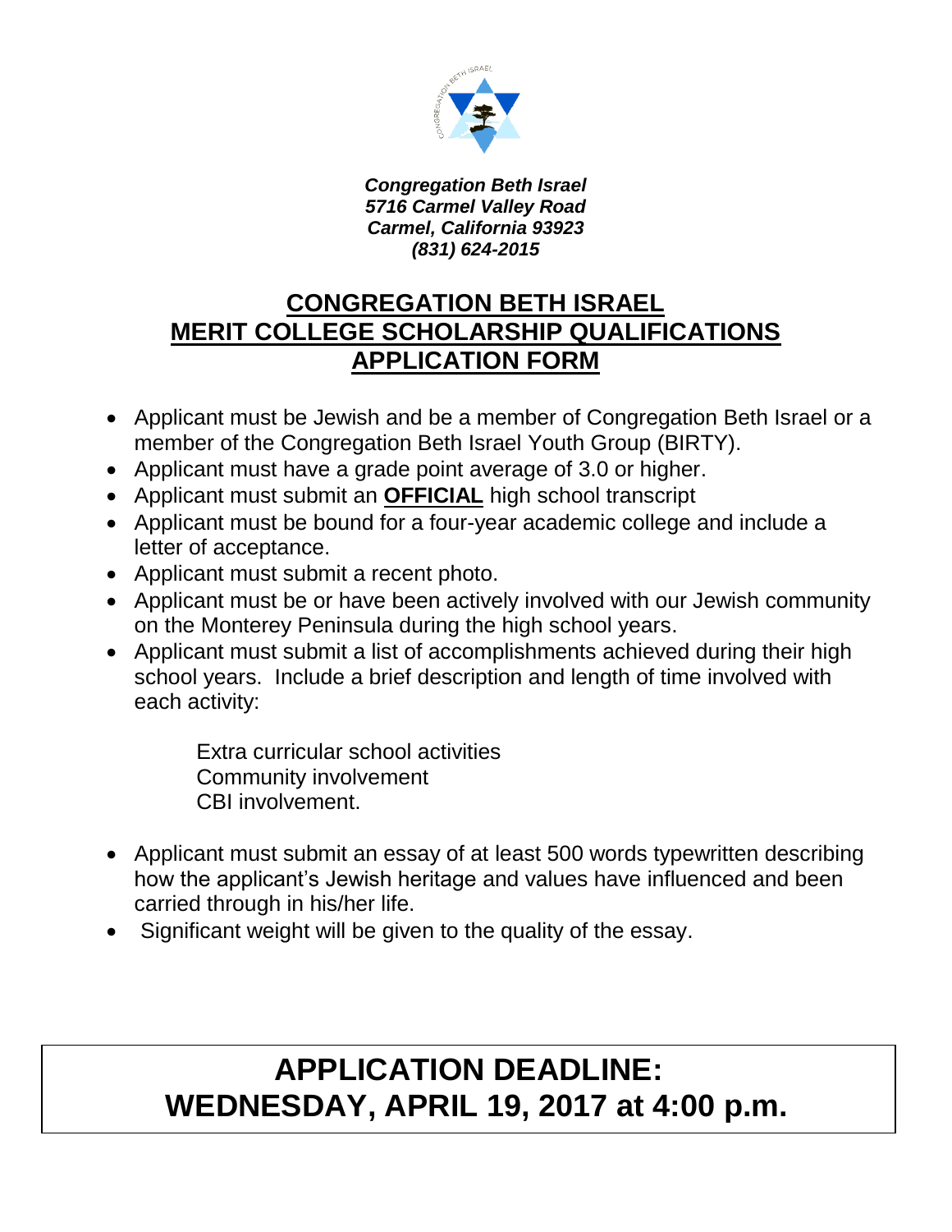*Congregation Beth Israel*
*5716 Carmel Valley Road*
*Carmel, California 93923*
*(831) 624-2015*

# CONGREGATION BETH ISRAEL MERIT COLLEGE SCHOLARSHIP QUALIFICATIONS APPLICATION FORM

- Applicant must be Jewish and be a member of Congregation Beth Israel or a member of the Congregation Beth Israel Youth Group (BIRTY).
- Applicant must have a grade point average of 3.0 or higher.
- Applicant must submit an **OFFICIAL** high school transcript
- Applicant must be bound for a four-year academic college and include a letter of acceptance.
- Applicant must submit a recent photo.
- Applicant must be or have been actively involved with our Jewish community on the Monterey Peninsula during the high school years.
- Applicant must submit a list of accomplishments achieved during their high school years. Include a brief description and length of time involved with each activity:

  Extra curricular school activities
  Community involvement
  CBI involvement.

- Applicant must submit an essay of at least 500 words typewritten describing how the applicant's Jewish heritage and values have influenced and been carried through in his/her life.
- Significant weight will be given to the quality of the essay.

## APPLICATION DEADLINE: WEDNESDAY, APRIL 19, 2017 at 4:00 p.m.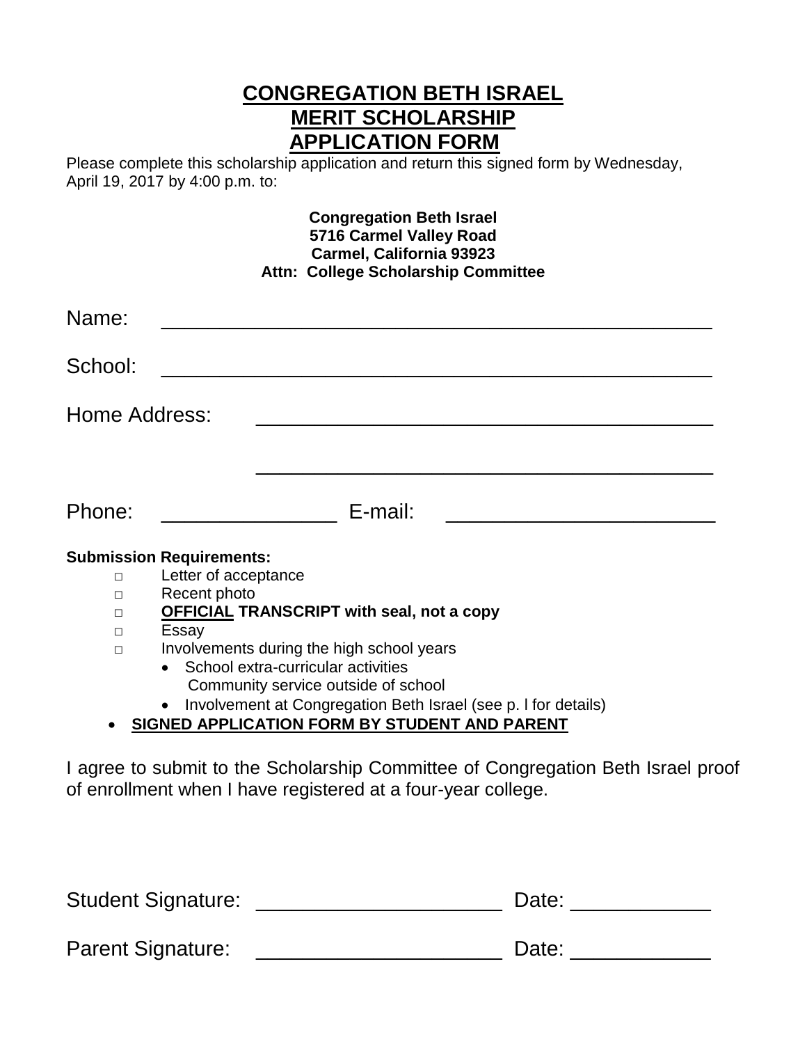# CONGREGATION BETH ISRAEL
# MERIT SCHOLARSHIP
# APPLICATION FORM

Please complete this scholarship application and return this signed form by Wednesday, April 19, 2017 by 4:00 p.m. to:

**Congregation Beth Israel**
**5716 Carmel Valley Road**
**Carmel, California 93923**
**Attn: College Scholarship Committee**

Name: ______________________________________________

School: ______________________________________________

Home Address: ________________________________________

________________________________________

Phone: ________________ E-mail: ______________________

**Submission Requirements:**

- □ Letter of acceptance
- □ Recent photo
- □ **OFFICIAL TRANSCRIPT with seal, not a copy**
- □ Essay
- □ Involvements during the high school years
  - School extra-curricular activities
    Community service outside of school
  - Involvement at Congregation Beth Israel (see p. l for details)
- **SIGNED APPLICATION FORM BY STUDENT AND PARENT**

I agree to submit to the Scholarship Committee of Congregation Beth Israel proof of enrollment when I have registered at a four-year college.

Student Signature: ______________________ Date: ____________

Parent Signature: ______________________ Date: ____________